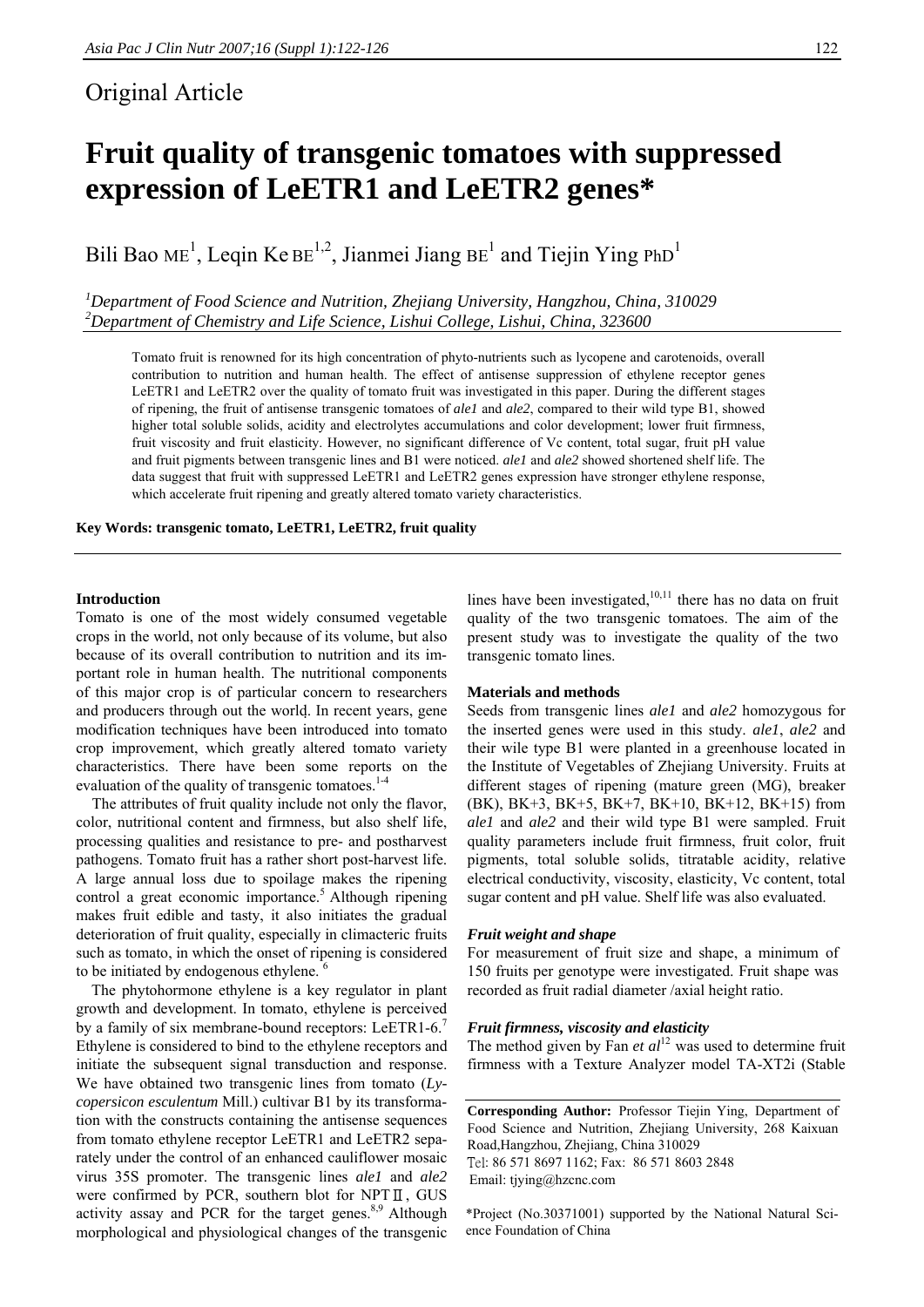Original Article

# Fruit quality of transgenic tomatoes with suppressed expression of LeETR1 and LeETR2 genes*

Bili Bao ME[1], Leqin Ke BE[1,2], Jianmei Jiang BE[1] and Tiejin Ying PhD[1]

*[1]Department of Food Science and Nutrition, Zhejiang University, Hangzhou, China, 310029*
*[2]Department of Chemistry and Life Science, Lishui College, Lishui, China, 323600*

Tomato fruit is renowned for its high concentration of phyto-nutrients such as lycopene and carotenoids, overall contribution to nutrition and human health. The effect of antisense suppression of ethylene receptor genes LeETR1 and LeETR2 over the quality of tomato fruit was investigated in this paper. During the different stages of ripening, the fruit of antisense transgenic tomatoes of *ale1* and *ale2*, compared to their wild type B1, showed higher total soluble solids, acidity and electrolytes accumulations and color development; lower fruit firmness, fruit viscosity and fruit elasticity. However, no significant difference of Vc content, total sugar, fruit pH value and fruit pigments between transgenic lines and B1 were noticed. *ale1* and *ale2* showed shortened shelf life. The data suggest that fruit with suppressed LeETR1 and LeETR2 genes expression have stronger ethylene response, which accelerate fruit ripening and greatly altered tomato variety characteristics.

**Key Words: transgenic tomato, LeETR1, LeETR2, fruit quality**

## Introduction

Tomato is one of the most widely consumed vegetable crops in the world, not only because of its volume, but also because of its overall contribution to nutrition and its important role in human health. The nutritional components of this major crop is of particular concern to researchers and producers through out the world. In recent years, gene modification techniques have been introduced into tomato crop improvement, which greatly altered tomato variety characteristics. There have been some reports on the evaluation of the quality of transgenic tomatoes.[1-4]

The attributes of fruit quality include not only the flavor, color, nutritional content and firmness, but also shelf life, processing qualities and resistance to pre- and postharvest pathogens. Tomato fruit has a rather short post-harvest life. A large annual loss due to spoilage makes the ripening control a great economic importance.[5] Although ripening makes fruit edible and tasty, it also initiates the gradual deterioration of fruit quality, especially in climacteric fruits such as tomato, in which the onset of ripening is considered to be initiated by endogenous ethylene.[6]

The phytohormone ethylene is a key regulator in plant growth and development. In tomato, ethylene is perceived by a family of six membrane-bound receptors: LeETR1-6.[7] Ethylene is considered to bind to the ethylene receptors and initiate the subsequent signal transduction and response. We have obtained two transgenic lines from tomato (*Lycopersicon esculentum* Mill.) cultivar B1 by its transformation with the constructs containing the antisense sequences from tomato ethylene receptor LeETR1 and LeETR2 separately under the control of an enhanced cauliflower mosaic virus 35S promoter. The transgenic lines *ale1* and *ale2* were confirmed by PCR, southern blot for NPTⅡ, GUS activity assay and PCR for the target genes.[8,9] Although morphological and physiological changes of the transgenic lines have been investigated,[10,11] there has no data on fruit quality of the two transgenic tomatoes. The aim of the present study was to investigate the quality of the two transgenic tomato lines.

## Materials and methods

Seeds from transgenic lines *ale1* and *ale2* homozygous for the inserted genes were used in this study. *ale1*, *ale2* and their wile type B1 were planted in a greenhouse located in the Institute of Vegetables of Zhejiang University. Fruits at different stages of ripening (mature green (MG), breaker (BK), BK+3, BK+5, BK+7, BK+10, BK+12, BK+15) from *ale1* and *ale2* and their wild type B1 were sampled. Fruit quality parameters include fruit firmness, fruit color, fruit pigments, total soluble solids, titratable acidity, relative electrical conductivity, viscosity, elasticity, Vc content, total sugar content and pH value. Shelf life was also evaluated.

### *Fruit weight and shape*

For measurement of fruit size and shape, a minimum of 150 fruits per genotype were investigated. Fruit shape was recorded as fruit radial diameter /axial height ratio.

### *Fruit firmness, viscosity and elasticity*

The method given by Fan *et al*[12] was used to determine fruit firmness with a Texture Analyzer model TA-XT2i (Stable

**Corresponding Author:** Professor Tiejin Ying, Department of Food Science and Nutrition, Zhejiang University, 268 Kaixuan Road,Hangzhou, Zhejiang, China 310029
Tel: 86 571 8697 1162; Fax: 86 571 8603 2848
Email: tjying@hzcnc.com

*Project (No.30371001) supported by the National Natural Science Foundation of China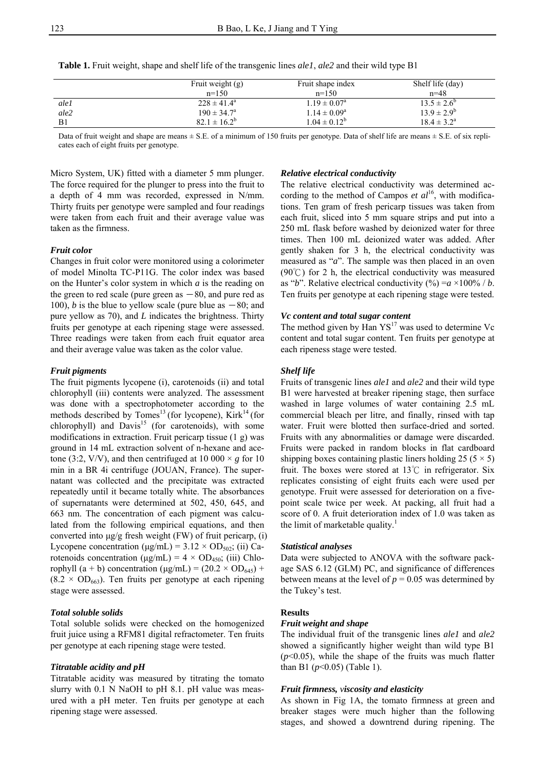**Table 1.** Fruit weight, shape and shelf life of the transgenic lines *ale1*, *ale2* and their wild type B1

| | Fruit weight (g) n=150 | Fruit shape index n=150 | Shelf life (day) n=48 |
|---|---|---|---|
| *ale1* | $228 \pm 41.4^a$ | $1.19 \pm 0.07^a$ | $13.5 \pm 2.6^b$ |
| *ale2* | $190 \pm 34.7^a$ | $1.14 \pm 0.09^a$ | $13.9 \pm 2.9^b$ |
| B1 | $82.1 \pm 16.2^b$ | $1.04 \pm 0.12^b$ | $18.4 \pm 3.2^a$ |

Data of fruit weight and shape are means ± S.E. of a minimum of 150 fruits per genotype. Data of shelf life are means ± S.E. of six replicates each of eight fruits per genotype.

Micro System, UK) fitted with a diameter 5 mm plunger. The force required for the plunger to press into the fruit to a depth of 4 mm was recorded, expressed in N/mm. Thirty fruits per genotype were sampled and four readings were taken from each fruit and their average value was taken as the firmness.

### *Fruit color*

Changes in fruit color were monitored using a colorimeter of model Minolta TC-P11G. The color index was based on the Hunter's color system in which *a* is the reading on the green to red scale (pure green as −80, and pure red as 100), *b* is the blue to yellow scale (pure blue as −80; and pure yellow as 70), and *L* indicates the brightness. Thirty fruits per genotype at each ripening stage were assessed. Three readings were taken from each fruit equator area and their average value was taken as the color value.

### *Fruit pigments*

The fruit pigments lycopene (i), carotenoids (ii) and total chlorophyll (iii) contents were analyzed. The assessment was done with a spectrophotometer according to the methods described by Tomes[13] (for lycopene), Kirk[14] (for chlorophyll) and Davis[15] (for carotenoids), with some modifications in extraction. Fruit pericarp tissue (1 g) was ground in 14 mL extraction solvent of n-hexane and acetone (3:2, V/V), and then centrifuged at 10 000 × *g* for 10 min in a BR 4i centrifuge (JOUAN, France). The supernatant was collected and the precipitate was extracted repeatedly until it became totally white. The absorbances of supernatants were determined at 502, 450, 645, and 663 nm. The concentration of each pigment was calculated from the following empirical equations, and then converted into μg/g fresh weight (FW) of fruit pericarp, (i) Lycopene concentration (μg/mL) = $3.12 \times OD_{502}$; (ii) Carotenoids concentration (μg/mL) = $4 \times OD_{450}$; (iii) Chlorophyll (a + b) concentration (μg/mL) = $(20.2 \times OD_{645}) + (8.2 \times OD_{663})$. Ten fruits per genotype at each ripening stage were assessed.

### *Total soluble solids*

Total soluble solids were checked on the homogenized fruit juice using a RFM81 digital refractometer. Ten fruits per genotype at each ripening stage were tested.

### *Titratable acidity and pH*

Titratable acidity was measured by titrating the tomato slurry with 0.1 N NaOH to pH 8.1. pH value was measured with a pH meter. Ten fruits per genotype at each ripening stage were assessed.

### *Relative electrical conductivity*

The relative electrical conductivity was determined according to the method of Campos *et al*[16], with modifications. Ten gram of fresh pericarp tissues was taken from each fruit, sliced into 5 mm square strips and put into a 250 mL flask before washed by deionized water for three times. Then 100 mL deionized water was added. After gently shaken for 3 h, the electrical conductivity was measured as "*a*". The sample was then placed in an oven (90℃) for 2 h, the electrical conductivity was measured as "*b*". Relative electrical conductivity (%) $= a \times 100\% / b$. Ten fruits per genotype at each ripening stage were tested.

### *Vc content and total sugar content*

The method given by Han YS[17] was used to determine Vc content and total sugar content. Ten fruits per genotype at each ripeness stage were tested.

### *Shelf life*

Fruits of transgenic lines *ale1* and *ale2* and their wild type B1 were harvested at breaker ripening stage, then surface washed in large volumes of water containing 2.5 mL commercial bleach per litre, and finally, rinsed with tap water. Fruit were blotted then surface-dried and sorted. Fruits with any abnormalities or damage were discarded. Fruits were packed in random blocks in flat cardboard shipping boxes containing plastic liners holding 25 (5 × 5) fruit. The boxes were stored at 13℃ in refrigerator. Six replicates consisting of eight fruits each were used per genotype. Fruit were assessed for deterioration on a five-point scale twice per week. At packing, all fruit had a score of 0. A fruit deterioration index of 1.0 was taken as the limit of marketable quality.[1]

### *Statistical analyses*

Data were subjected to ANOVA with the software package SAS 6.12 (GLM) PC, and significance of differences between means at the level of $p = 0.05$ was determined by the Tukey's test.

## Results

### *Fruit weight and shape*

The individual fruit of the transgenic lines *ale1* and *ale2* showed a significantly higher weight than wild type B1 ($p<0.05$), while the shape of the fruits was much flatter than B1 ($p<0.05$) (Table 1).

### *Fruit firmness, viscosity and elasticity*

As shown in Fig 1A, the tomato firmness at green and breaker stages were much higher than the following stages, and showed a downtrend during ripening. The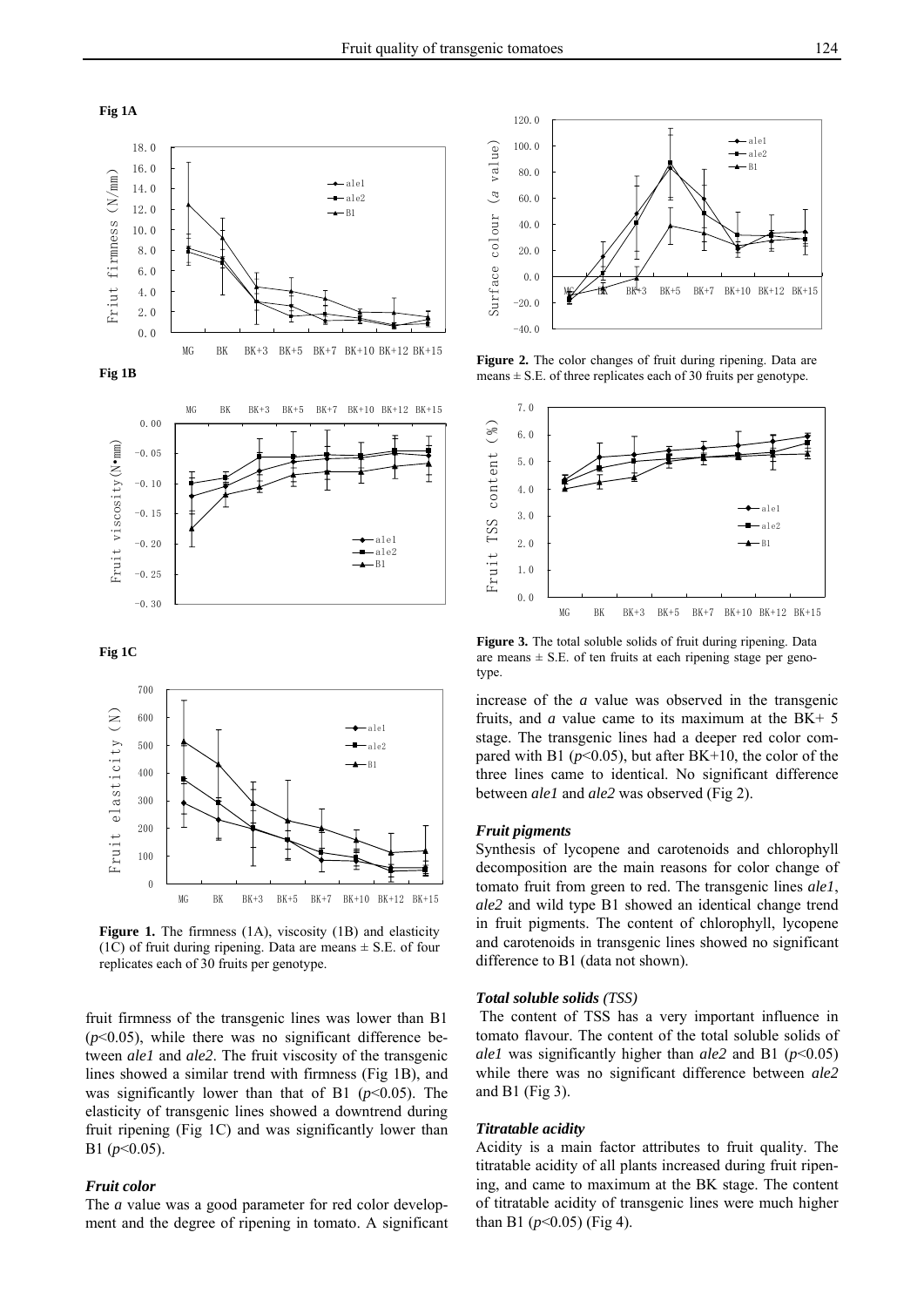**Fig 1A**

**Fig 1B**

**Fig 1C**

**Figure 1.** The firmness (1A), viscosity (1B) and elasticity (1C) of fruit during ripening. Data are means ± S.E. of four replicates each of 30 fruits per genotype.

fruit firmness of the transgenic lines was lower than B1 ($p$<0.05), while there was no significant difference between *ale1* and *ale2*. The fruit viscosity of the transgenic lines showed a similar trend with firmness (Fig 1B), and was significantly lower than that of B1 ($p$<0.05). The elasticity of transgenic lines showed a downtrend during fruit ripening (Fig 1C) and was significantly lower than B1 ($p$<0.05).

### *Fruit color*

The *a* value was a good parameter for red color development and the degree of ripening in tomato. A significant increase of the *a* value was observed in the transgenic fruits, and *a* value came to its maximum at the BK+ 5 stage. The transgenic lines had a deeper red color compared with B1 ($p$<0.05), but after BK+10, the color of the three lines came to identical. No significant difference between *ale1* and *ale2* was observed (Fig 2).

**Figure 2.** The color changes of fruit during ripening. Data are means ± S.E. of three replicates each of 30 fruits per genotype.

**Figure 3.** The total soluble solids of fruit during ripening. Data are means ± S.E. of ten fruits at each ripening stage per genotype.

### *Fruit pigments*

Synthesis of lycopene and carotenoids and chlorophyll decomposition are the main reasons for color change of tomato fruit from green to red. The transgenic lines *ale1*, *ale2* and wild type B1 showed an identical change trend in fruit pigments. The content of chlorophyll, lycopene and carotenoids in transgenic lines showed no significant difference to B1 (data not shown).

### *Total soluble solids (TSS)*

The content of TSS has a very important influence in tomato flavour. The content of the total soluble solids of *ale1* was significantly higher than *ale2* and B1 ($p$<0.05) while there was no significant difference between *ale2* and B1 (Fig 3).

### *Titratable acidity*

Acidity is a main factor attributes to fruit quality. The titratable acidity of all plants increased during fruit ripening, and came to maximum at the BK stage. The content of titratable acidity of transgenic lines were much higher than B1 ($p$<0.05) (Fig 4).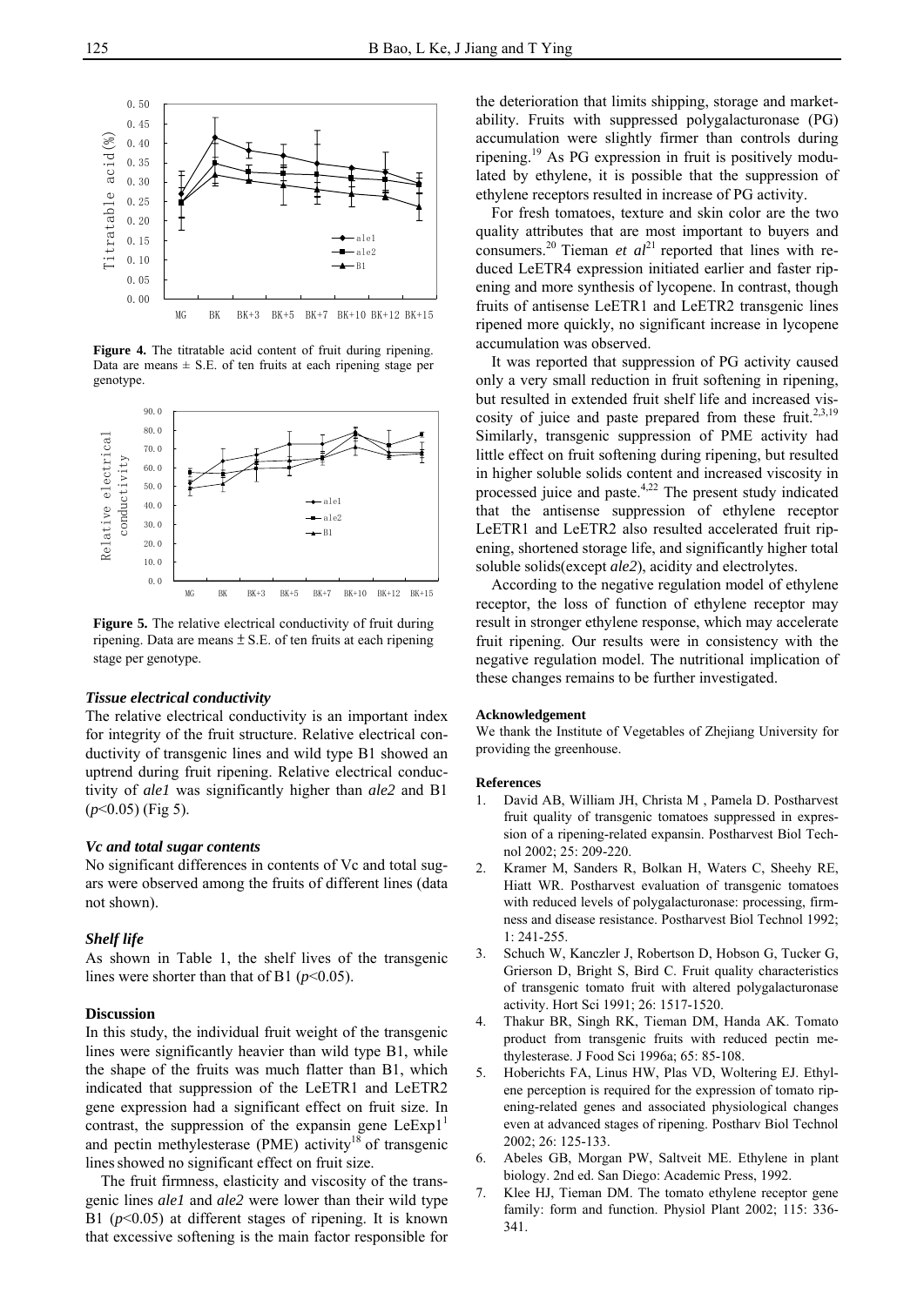**Figure 4.** The titratable acid content of fruit during ripening. Data are means ± S.E. of ten fruits at each ripening stage per genotype.

**Figure 5.** The relative electrical conductivity of fruit during ripening. Data are means ± S.E. of ten fruits at each ripening stage per genotype.

### *Tissue electrical conductivity*

The relative electrical conductivity is an important index for integrity of the fruit structure. Relative electrical conductivity of transgenic lines and wild type B1 showed an uptrend during fruit ripening. Relative electrical conductivity of *ale1* was significantly higher than *ale2* and B1 ($p<0.05$) (Fig 5).

### *Vc and total sugar contents*

No significant differences in contents of Vc and total sugars were observed among the fruits of different lines (data not shown).

### *Shelf life*

As shown in Table 1, the shelf lives of the transgenic lines were shorter than that of B1 ($p<0.05$).

## Discussion

In this study, the individual fruit weight of the transgenic lines were significantly heavier than wild type B1, while the shape of the fruits was much flatter than B1, which indicated that suppression of the LeETR1 and LeETR2 gene expression had a significant effect on fruit size. In contrast, the suppression of the expansin gene LeExp1[1] and pectin methylesterase (PME) activity[18] of transgenic lines showed no significant effect on fruit size.

The fruit firmness, elasticity and viscosity of the transgenic lines *ale1* and *ale2* were lower than their wild type B1 ($p<0.05$) at different stages of ripening. It is known that excessive softening is the main factor responsible for the deterioration that limits shipping, storage and marketability. Fruits with suppressed polygalacturonase (PG) accumulation were slightly firmer than controls during ripening.[19] As PG expression in fruit is positively modulated by ethylene, it is possible that the suppression of ethylene receptors resulted in increase of PG activity.

For fresh tomatoes, texture and skin color are the two quality attributes that are most important to buyers and consumers.[20] Tieman *et al*[21] reported that lines with reduced LeETR4 expression initiated earlier and faster ripening and more synthesis of lycopene. In contrast, though fruits of antisense LeETR1 and LeETR2 transgenic lines ripened more quickly, no significant increase in lycopene accumulation was observed.

It was reported that suppression of PG activity caused only a very small reduction in fruit softening in ripening, but resulted in extended fruit shelf life and increased viscosity of juice and paste prepared from these fruit.[2,3,19] Similarly, transgenic suppression of PME activity had little effect on fruit softening during ripening, but resulted in higher soluble solids content and increased viscosity in processed juice and paste.[4,22] The present study indicated that the antisense suppression of ethylene receptor LeETR1 and LeETR2 also resulted accelerated fruit ripening, shortened storage life, and significantly higher total soluble solids(except *ale2*), acidity and electrolytes.

According to the negative regulation model of ethylene receptor, the loss of function of ethylene receptor may result in stronger ethylene response, which may accelerate fruit ripening. Our results were in consistency with the negative regulation model. The nutritional implication of these changes remains to be further investigated.

#### Acknowledgement

We thank the Institute of Vegetables of Zhejiang University for providing the greenhouse.

#### References

1. David AB, William JH, Christa M , Pamela D. Postharvest fruit quality of transgenic tomatoes suppressed in expression of a ripening-related expansin. Postharvest Biol Technol 2002; 25: 209-220.
2. Kramer M, Sanders R, Bolkan H, Waters C, Sheehy RE, Hiatt WR. Postharvest evaluation of transgenic tomatoes with reduced levels of polygalacturonase: processing, firmness and disease resistance. Postharvest Biol Technol 1992; 1: 241-255.
3. Schuch W, Kanczler J, Robertson D, Hobson G, Tucker G, Grierson D, Bright S, Bird C. Fruit quality characteristics of transgenic tomato fruit with altered polygalacturonase activity. Hort Sci 1991; 26: 1517-1520.
4. Thakur BR, Singh RK, Tieman DM, Handa AK. Tomato product from transgenic fruits with reduced pectin methylesterase. J Food Sci 1996a; 65: 85-108.
5. Hoberichts FA, Linus HW, Plas VD, Woltering EJ. Ethylene perception is required for the expression of tomato ripening-related genes and associated physiological changes even at advanced stages of ripening. Postharv Biol Technol 2002; 26: 125-133.
6. Abeles GB, Morgan PW, Saltveit ME. Ethylene in plant biology. 2nd ed. San Diego: Academic Press, 1992.
7. Klee HJ, Tieman DM. The tomato ethylene receptor gene family: form and function. Physiol Plant 2002; 115: 336-341.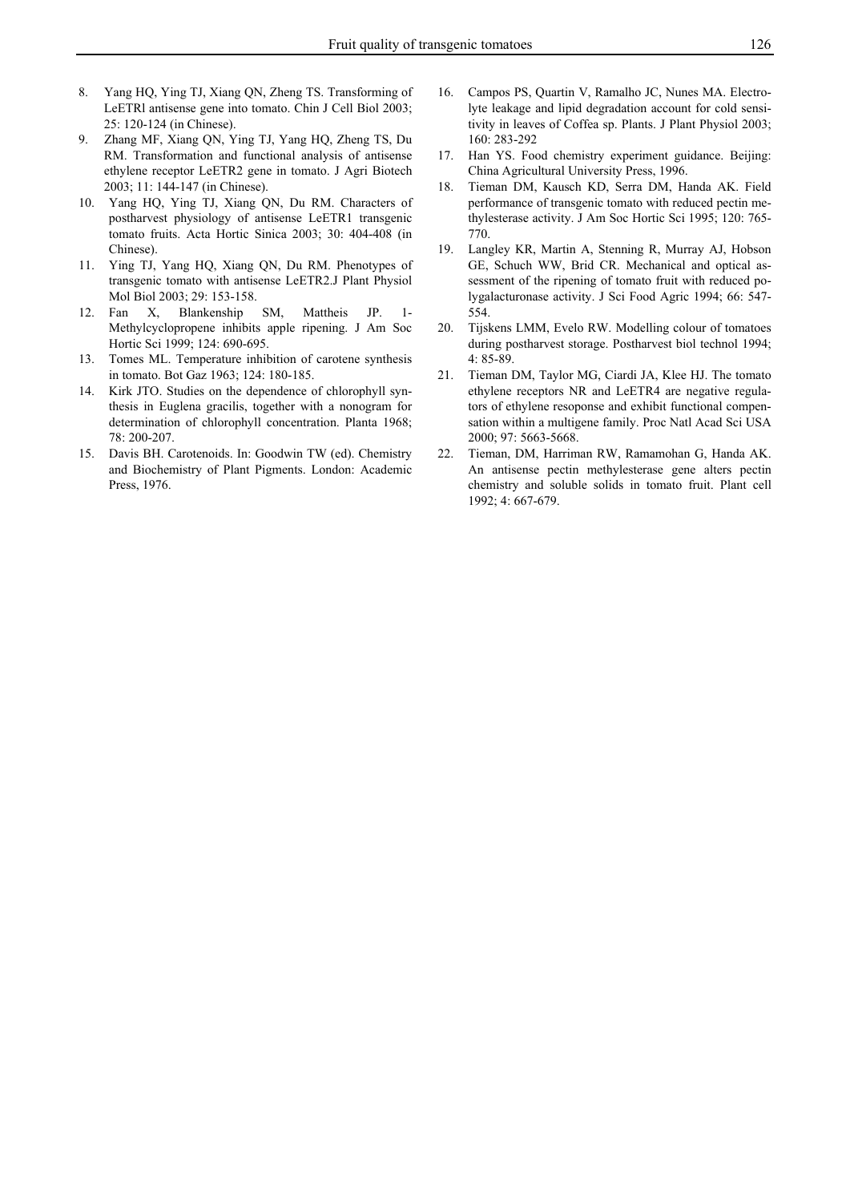8. Yang HQ, Ying TJ, Xiang QN, Zheng TS. Transforming of LeETRl antisense gene into tomato. Chin J Cell Biol 2003; 25: 120-124 (in Chinese).
9. Zhang MF, Xiang QN, Ying TJ, Yang HQ, Zheng TS, Du RM. Transformation and functional analysis of antisense ethylene receptor LeETR2 gene in tomato. J Agri Biotech 2003; 11: 144-147 (in Chinese).
10. Yang HQ, Ying TJ, Xiang QN, Du RM. Characters of postharvest physiology of antisense LeETR1 transgenic tomato fruits. Acta Hortic Sinica 2003; 30: 404-408 (in Chinese).
11. Ying TJ, Yang HQ, Xiang QN, Du RM. Phenotypes of transgenic tomato with antisense LeETR2.J Plant Physiol Mol Biol 2003; 29: 153-158.
12. Fan X, Blankenship SM, Mattheis JP. 1-Methylcyclopropene inhibits apple ripening. J Am Soc Hortic Sci 1999; 124: 690-695.
13. Tomes ML. Temperature inhibition of carotene synthesis in tomato. Bot Gaz 1963; 124: 180-185.
14. Kirk JTO. Studies on the dependence of chlorophyll synthesis in Euglena gracilis, together with a nonogram for determination of chlorophyll concentration. Planta 1968; 78: 200-207.
15. Davis BH. Carotenoids. In: Goodwin TW (ed). Chemistry and Biochemistry of Plant Pigments. London: Academic Press, 1976.
16. Campos PS, Quartin V, Ramalho JC, Nunes MA. Electrolyte leakage and lipid degradation account for cold sensitivity in leaves of Coffea sp. Plants. J Plant Physiol 2003; 160: 283-292
17. Han YS. Food chemistry experiment guidance. Beijing: China Agricultural University Press, 1996.
18. Tieman DM, Kausch KD, Serra DM, Handa AK. Field performance of transgenic tomato with reduced pectin methylesterase activity. J Am Soc Hortic Sci 1995; 120: 765-770.
19. Langley KR, Martin A, Stenning R, Murray AJ, Hobson GE, Schuch WW, Brid CR. Mechanical and optical assessment of the ripening of tomato fruit with reduced polygalacturonase activity. J Sci Food Agric 1994; 66: 547-554.
20. Tijskens LMM, Evelo RW. Modelling colour of tomatoes during postharvest storage. Postharvest biol technol 1994; 4: 85-89.
21. Tieman DM, Taylor MG, Ciardi JA, Klee HJ. The tomato ethylene receptors NR and LeETR4 are negative regulators of ethylene resoponse and exhibit functional compensation within a multigene family. Proc Natl Acad Sci USA 2000; 97: 5663-5668.
22. Tieman, DM, Harriman RW, Ramamohan G, Handa AK. An antisense pectin methylesterase gene alters pectin chemistry and soluble solids in tomato fruit. Plant cell 1992; 4: 667-679.